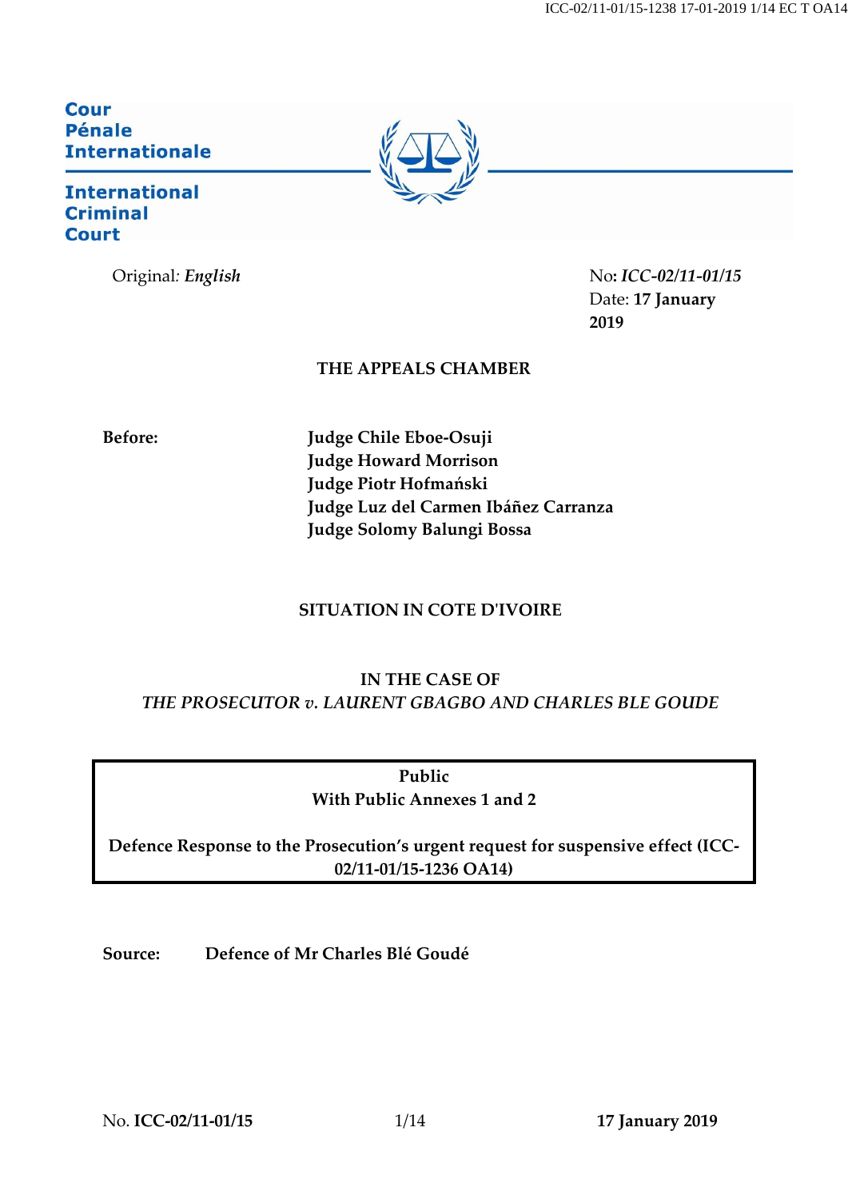Cour Pénale Internationale

International Criminal Court

Original: *English*

No: ***ICC-02/11-01/15***
Date: **17 January 2019**

**THE APPEALS CHAMBER**

**Before:**

**Judge Chile Eboe-Osuji**
**Judge Howard Morrison**
**Judge Piotr Hofmański**
**Judge Luz del Carmen Ibáñez Carranza**
**Judge Solomy Balungi Bossa**

**SITUATION IN COTE D'IVOIRE**

**IN THE CASE OF**
***THE PROSECUTOR v. LAURENT GBAGBO AND CHARLES BLE GOUDE***

**Public**
**With Public Annexes 1 and 2**

**Defence Response to the Prosecution's urgent request for suspensive effect (ICC-02/11-01/15-1236 OA14)**

**Source:** **Defence of Mr Charles Blé Goudé**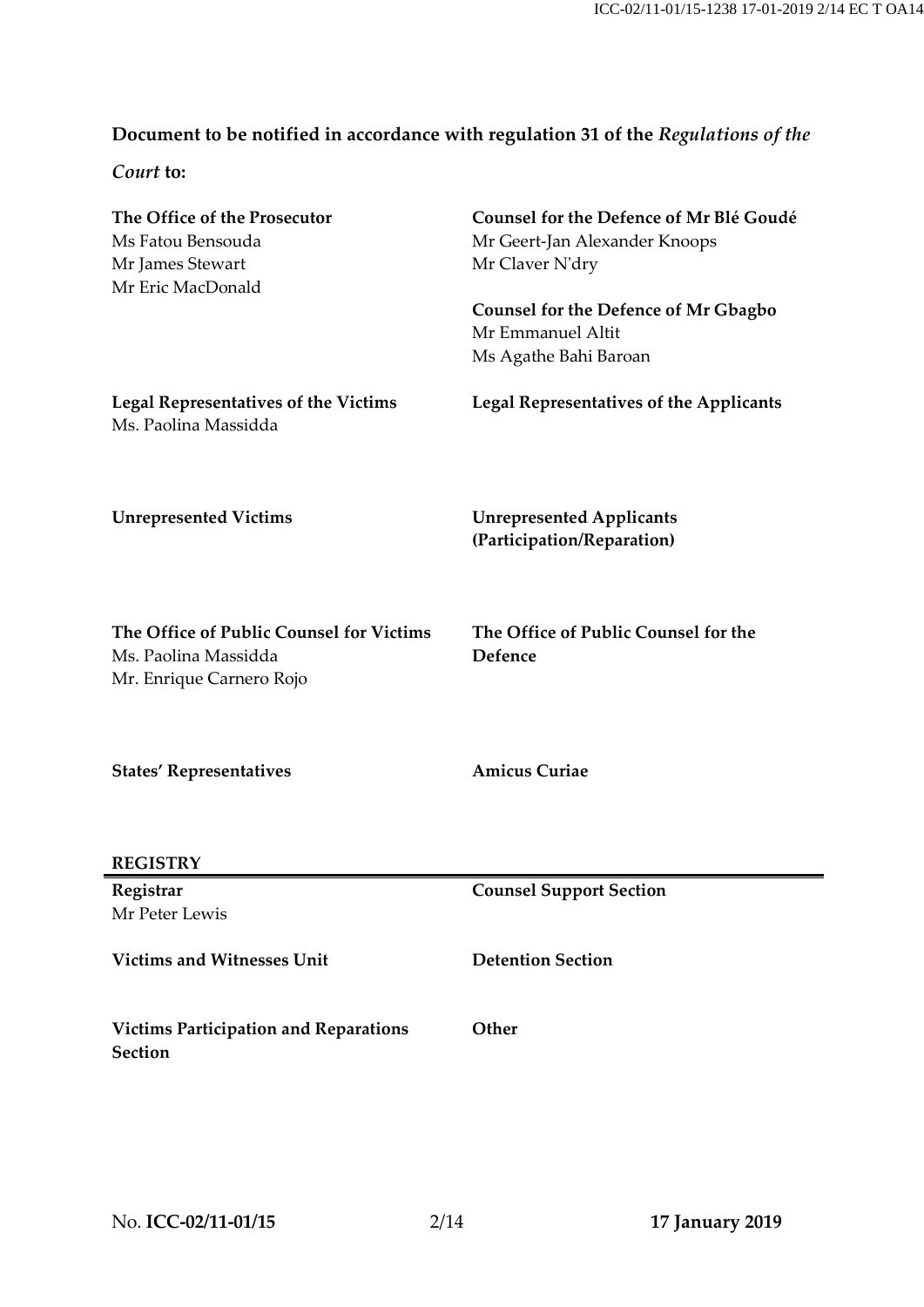**Document to be notified in accordance with regulation 31 of the *Regulations of the Court* to:**

**The Office of the Prosecutor**
Ms Fatou Bensouda
Mr James Stewart
Mr Eric MacDonald

**Counsel for the Defence of Mr Blé Goudé**
Mr Geert-Jan Alexander Knoops
Mr Claver N'dry

**Counsel for the Defence of Mr Gbagbo**
Mr Emmanuel Altit
Ms Agathe Bahi Baroan

**Legal Representatives of the Victims**
Ms. Paolina Massidda

**Legal Representatives of the Applicants**

**Unrepresented Victims**

**Unrepresented Applicants (Participation/Reparation)**

**The Office of Public Counsel for Victims**
Ms. Paolina Massidda
Mr. Enrique Carnero Rojo

**The Office of Public Counsel for the Defence**

**States' Representatives**

**Amicus Curiae**

**REGISTRY**

**Registrar**
Mr Peter Lewis

**Counsel Support Section**

**Victims and Witnesses Unit**

**Detention Section**

**Victims Participation and Reparations Section**

**Other**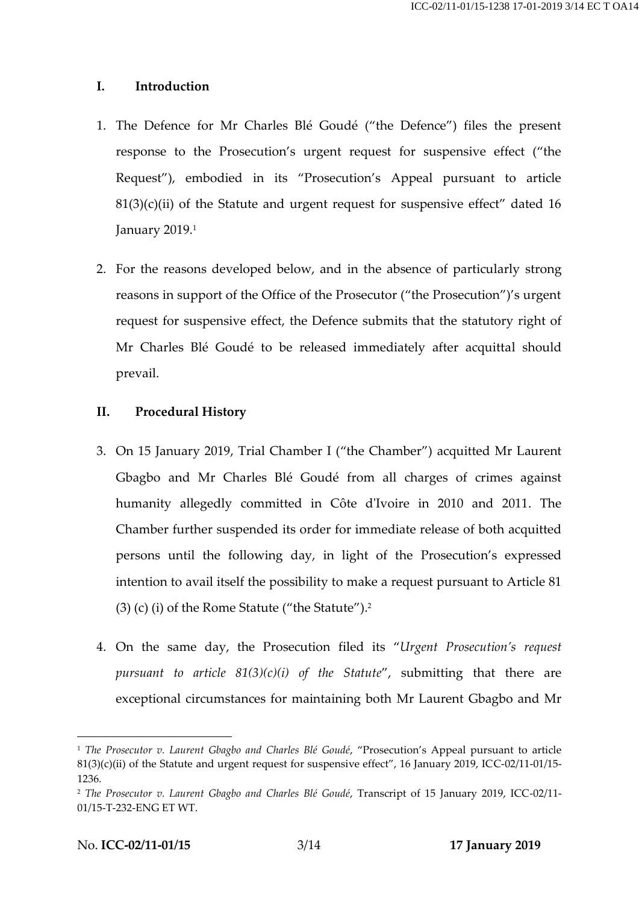## I. Introduction

1. The Defence for Mr Charles Blé Goudé ("the Defence") files the present response to the Prosecution's urgent request for suspensive effect ("the Request"), embodied in its "Prosecution's Appeal pursuant to article 81(3)(c)(ii) of the Statute and urgent request for suspensive effect" dated 16 January 2019.[1]

2. For the reasons developed below, and in the absence of particularly strong reasons in support of the Office of the Prosecutor ("the Prosecution")'s urgent request for suspensive effect, the Defence submits that the statutory right of Mr Charles Blé Goudé to be released immediately after acquittal should prevail.

## II. Procedural History

3. On 15 January 2019, Trial Chamber I ("the Chamber") acquitted Mr Laurent Gbagbo and Mr Charles Blé Goudé from all charges of crimes against humanity allegedly committed in Côte d'Ivoire in 2010 and 2011. The Chamber further suspended its order for immediate release of both acquitted persons until the following day, in light of the Prosecution's expressed intention to avail itself the possibility to make a request pursuant to Article 81 (3) (c) (i) of the Rome Statute ("the Statute").[2]

4. On the same day, the Prosecution filed its "*Urgent Prosecution's request pursuant to article 81(3)(c)(i) of the Statute*", submitting that there are exceptional circumstances for maintaining both Mr Laurent Gbagbo and Mr

---

[1] *The Prosecutor v. Laurent Gbagbo and Charles Blé Goudé*, "Prosecution's Appeal pursuant to article 81(3)(c)(ii) of the Statute and urgent request for suspensive effect", 16 January 2019, ICC-02/11-01/15-1236.

[2] *The Prosecutor v. Laurent Gbagbo and Charles Blé Goudé*, Transcript of 15 January 2019, ICC-02/11-01/15-T-232-ENG ET WT.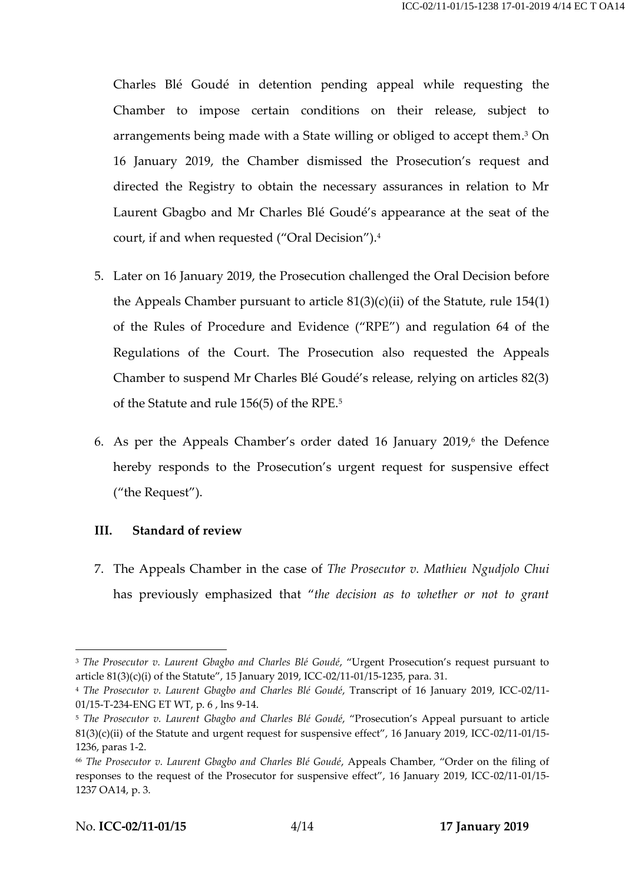Charles Blé Goudé in detention pending appeal while requesting the Chamber to impose certain conditions on their release, subject to arrangements being made with a State willing or obliged to accept them.[3] On 16 January 2019, the Chamber dismissed the Prosecution's request and directed the Registry to obtain the necessary assurances in relation to Mr Laurent Gbagbo and Mr Charles Blé Goudé's appearance at the seat of the court, if and when requested ("Oral Decision").[4]

5. Later on 16 January 2019, the Prosecution challenged the Oral Decision before the Appeals Chamber pursuant to article 81(3)(c)(ii) of the Statute, rule 154(1) of the Rules of Procedure and Evidence ("RPE") and regulation 64 of the Regulations of the Court. The Prosecution also requested the Appeals Chamber to suspend Mr Charles Blé Goudé's release, relying on articles 82(3) of the Statute and rule 156(5) of the RPE.[5]

6. As per the Appeals Chamber's order dated 16 January 2019,[6] the Defence hereby responds to the Prosecution's urgent request for suspensive effect ("the Request").

## III. Standard of review

7. The Appeals Chamber in the case of *The Prosecutor v. Mathieu Ngudjolo Chui* has previously emphasized that "*the decision as to whether or not to grant*

---

[3] *The Prosecutor v. Laurent Gbagbo and Charles Blé Goudé*, "Urgent Prosecution's request pursuant to article 81(3)(c)(i) of the Statute", 15 January 2019, ICC-02/11-01/15-1235, para. 31.

[4] *The Prosecutor v. Laurent Gbagbo and Charles Blé Goudé*, Transcript of 16 January 2019, ICC-02/11-01/15-T-234-ENG ET WT, p. 6 , lns 9-14.

[5] *The Prosecutor v. Laurent Gbagbo and Charles Blé Goudé*, "Prosecution's Appeal pursuant to article 81(3)(c)(ii) of the Statute and urgent request for suspensive effect", 16 January 2019, ICC-02/11-01/15-1236, paras 1-2.

[66] *The Prosecutor v. Laurent Gbagbo and Charles Blé Goudé*, Appeals Chamber, "Order on the filing of responses to the request of the Prosecutor for suspensive effect", 16 January 2019, ICC-02/11-01/15-1237 OA14, p. 3.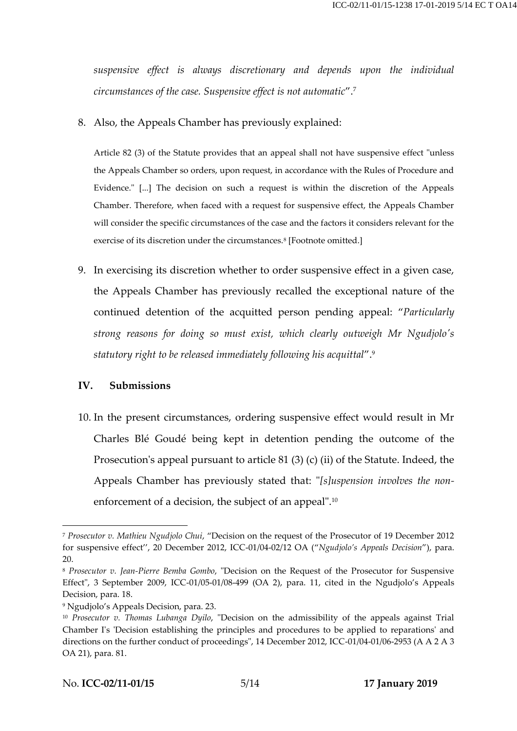*suspensive effect is always discretionary and depends upon the individual circumstances of the case. Suspensive effect is not automatic*".[7]

8. Also, the Appeals Chamber has previously explained:

> Article 82 (3) of the Statute provides that an appeal shall not have suspensive effect "unless the Appeals Chamber so orders, upon request, in accordance with the Rules of Procedure and Evidence." [...] The decision on such a request is within the discretion of the Appeals Chamber. Therefore, when faced with a request for suspensive effect, the Appeals Chamber will consider the specific circumstances of the case and the factors it considers relevant for the exercise of its discretion under the circumstances.[8] [Footnote omitted.]

9. In exercising its discretion whether to order suspensive effect in a given case, the Appeals Chamber has previously recalled the exceptional nature of the continued detention of the acquitted person pending appeal: "*Particularly strong reasons for doing so must exist, which clearly outweigh Mr Ngudjolo's statutory right to be released immediately following his acquittal*".[9]

## IV. Submissions

10. In the present circumstances, ordering suspensive effect would result in Mr Charles Blé Goudé being kept in detention pending the outcome of the Prosecution's appeal pursuant to article 81 (3) (c) (ii) of the Statute. Indeed, the Appeals Chamber has previously stated that: "*[s]uspension involves the non-*enforcement of a decision, the subject of an appeal".[10]

---

[7] *Prosecutor v. Mathieu Ngudjolo Chui*, "Decision on the request of the Prosecutor of 19 December 2012 for suspensive effect", 20 December 2012, ICC-01/04-02/12 OA ("*Ngudjolo's Appeals Decision*"), para. 20.

[8] *Prosecutor v. Jean-Pierre Bemba Gombo*, "Decision on the Request of the Prosecutor for Suspensive Effect", 3 September 2009, ICC-01/05-01/08-499 (OA 2), para. 11, cited in the Ngudjolo's Appeals Decision, para. 18.

[9] Ngudjolo's Appeals Decision, para. 23.

[10] *Prosecutor v. Thomas Lubanga Dyilo*, "Decision on the admissibility of the appeals against Trial Chamber I's 'Decision establishing the principles and procedures to be applied to reparations' and directions on the further conduct of proceedings", 14 December 2012, ICC-01/04-01/06-2953 (A A 2 A 3 OA 21), para. 81.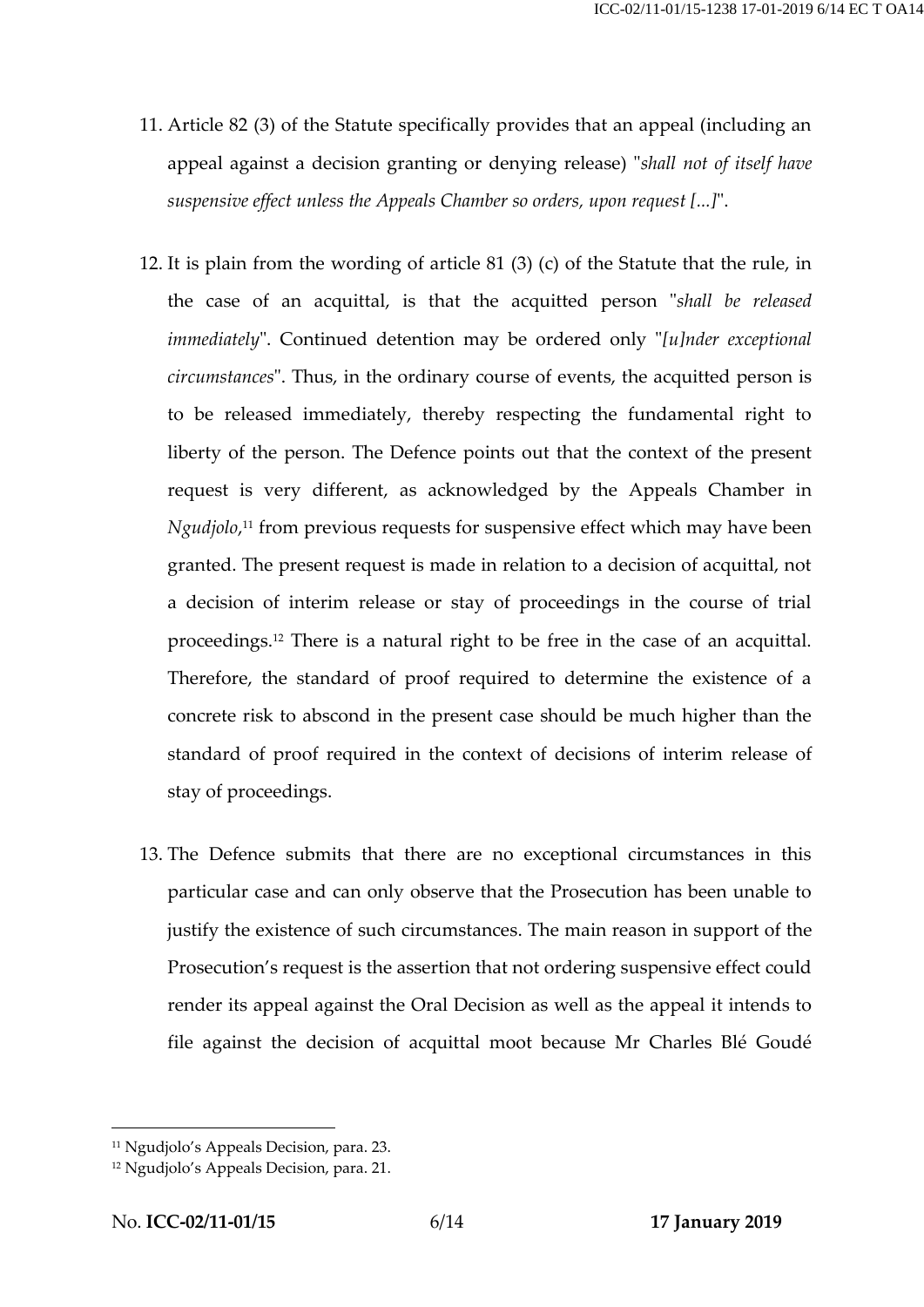11. Article 82 (3) of the Statute specifically provides that an appeal (including an appeal against a decision granting or denying release) "*shall not of itself have suspensive effect unless the Appeals Chamber so orders, upon request [...]*".

12. It is plain from the wording of article 81 (3) (c) of the Statute that the rule, in the case of an acquittal, is that the acquitted person "*shall be released immediately*". Continued detention may be ordered only "*[u]nder exceptional circumstances*". Thus, in the ordinary course of events, the acquitted person is to be released immediately, thereby respecting the fundamental right to liberty of the person. The Defence points out that the context of the present request is very different, as acknowledged by the Appeals Chamber in *Ngudjolo*,[11] from previous requests for suspensive effect which may have been granted. The present request is made in relation to a decision of acquittal, not a decision of interim release or stay of proceedings in the course of trial proceedings.[12] There is a natural right to be free in the case of an acquittal. Therefore, the standard of proof required to determine the existence of a concrete risk to abscond in the present case should be much higher than the standard of proof required in the context of decisions of interim release of stay of proceedings.

13. The Defence submits that there are no exceptional circumstances in this particular case and can only observe that the Prosecution has been unable to justify the existence of such circumstances. The main reason in support of the Prosecution's request is the assertion that not ordering suspensive effect could render its appeal against the Oral Decision as well as the appeal it intends to file against the decision of acquittal moot because Mr Charles Blé Goudé

---

[11] Ngudjolo's Appeals Decision, para. 23.

[12] Ngudjolo's Appeals Decision, para. 21.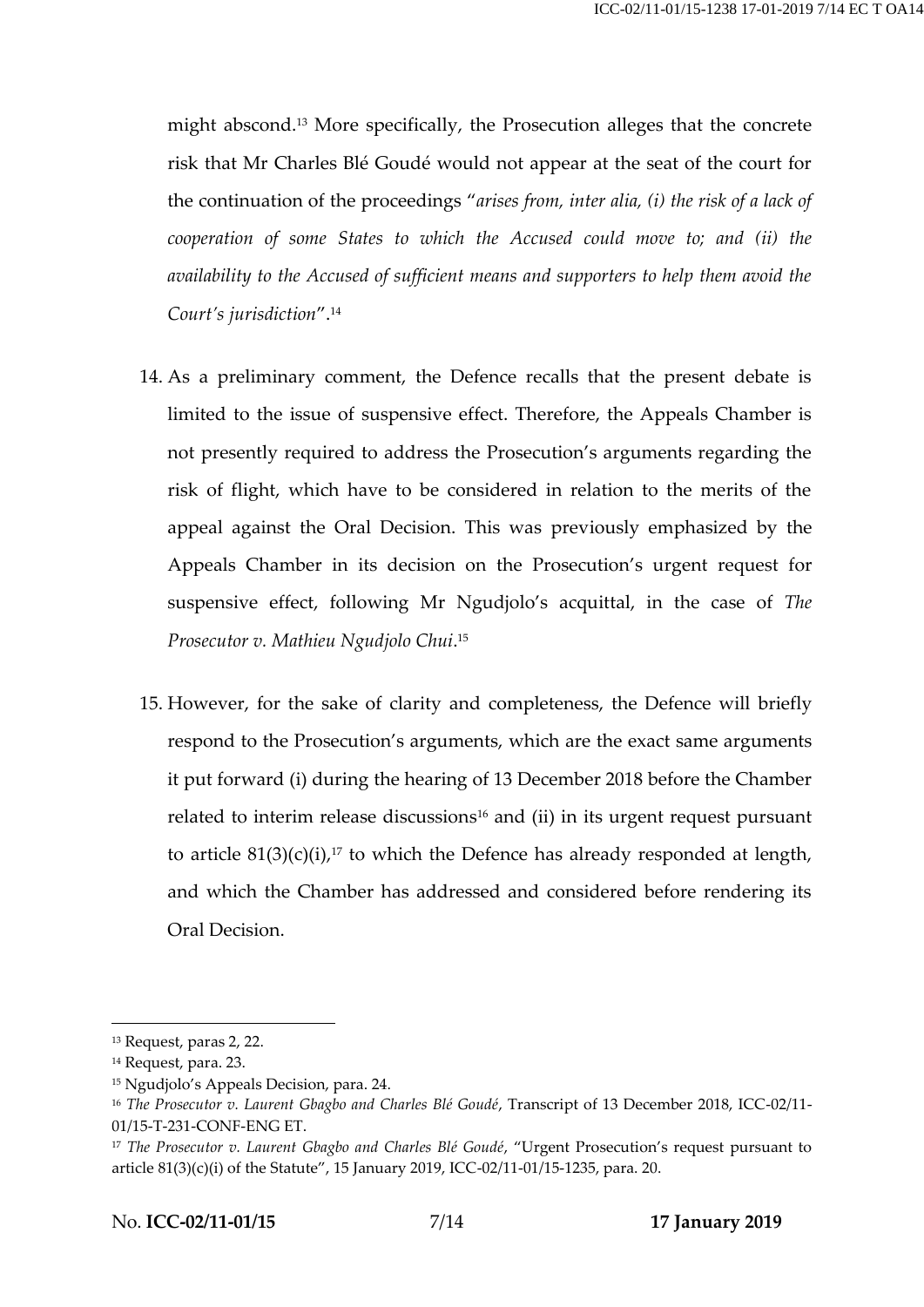might abscond.[13] More specifically, the Prosecution alleges that the concrete risk that Mr Charles Blé Goudé would not appear at the seat of the court for the continuation of the proceedings "*arises from, inter alia, (i) the risk of a lack of cooperation of some States to which the Accused could move to; and (ii) the availability to the Accused of sufficient means and supporters to help them avoid the Court's jurisdiction*".[14]

14. As a preliminary comment, the Defence recalls that the present debate is limited to the issue of suspensive effect. Therefore, the Appeals Chamber is not presently required to address the Prosecution's arguments regarding the risk of flight, which have to be considered in relation to the merits of the appeal against the Oral Decision. This was previously emphasized by the Appeals Chamber in its decision on the Prosecution's urgent request for suspensive effect, following Mr Ngudjolo's acquittal, in the case of *The Prosecutor v. Mathieu Ngudjolo Chui*.[15]

15. However, for the sake of clarity and completeness, the Defence will briefly respond to the Prosecution's arguments, which are the exact same arguments it put forward (i) during the hearing of 13 December 2018 before the Chamber related to interim release discussions[16] and (ii) in its urgent request pursuant to article 81(3)(c)(i),[17] to which the Defence has already responded at length, and which the Chamber has addressed and considered before rendering its Oral Decision.

---

[13] Request, paras 2, 22.

[14] Request, para. 23.

[15] Ngudjolo's Appeals Decision, para. 24.

[16] *The Prosecutor v. Laurent Gbagbo and Charles Blé Goudé*, Transcript of 13 December 2018, ICC-02/11-01/15-T-231-CONF-ENG ET.

[17] *The Prosecutor v. Laurent Gbagbo and Charles Blé Goudé*, "Urgent Prosecution's request pursuant to article 81(3)(c)(i) of the Statute", 15 January 2019, ICC-02/11-01/15-1235, para. 20.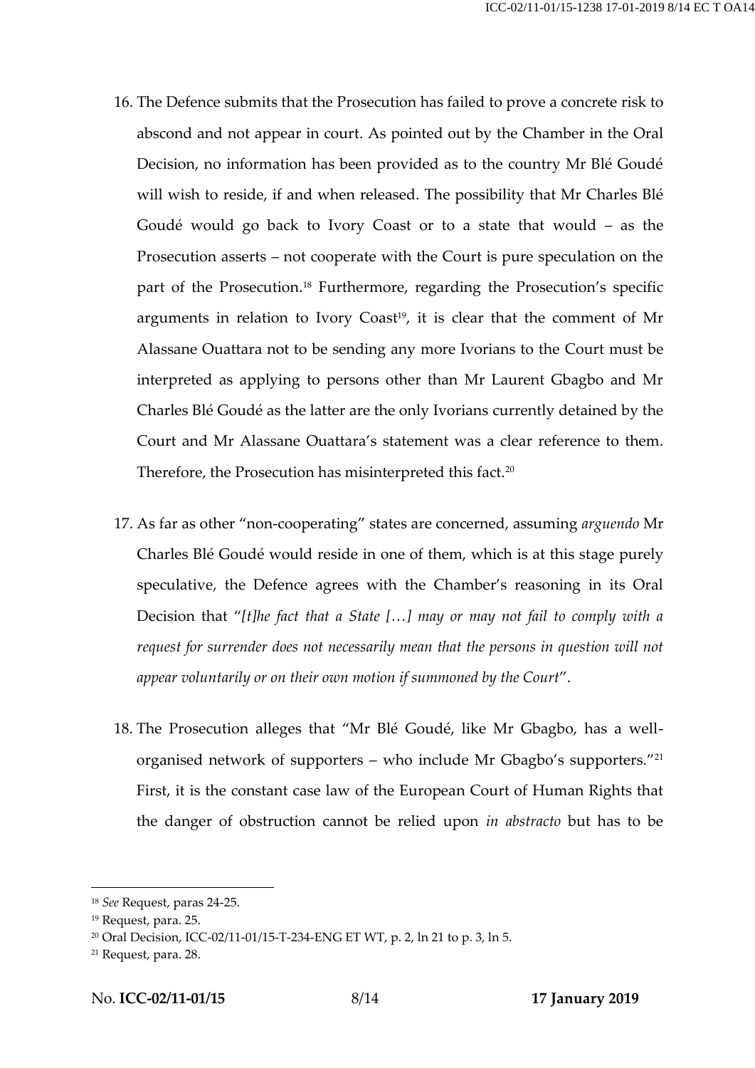16. The Defence submits that the Prosecution has failed to prove a concrete risk to abscond and not appear in court. As pointed out by the Chamber in the Oral Decision, no information has been provided as to the country Mr Blé Goudé will wish to reside, if and when released. The possibility that Mr Charles Blé Goudé would go back to Ivory Coast or to a state that would – as the Prosecution asserts – not cooperate with the Court is pure speculation on the part of the Prosecution.[18] Furthermore, regarding the Prosecution's specific arguments in relation to Ivory Coast[19], it is clear that the comment of Mr Alassane Ouattara not to be sending any more Ivorians to the Court must be interpreted as applying to persons other than Mr Laurent Gbagbo and Mr Charles Blé Goudé as the latter are the only Ivorians currently detained by the Court and Mr Alassane Ouattara's statement was a clear reference to them. Therefore, the Prosecution has misinterpreted this fact.[20]

17. As far as other "non-cooperating" states are concerned, assuming *arguendo* Mr Charles Blé Goudé would reside in one of them, which is at this stage purely speculative, the Defence agrees with the Chamber's reasoning in its Oral Decision that "*[t]he fact that a State […] may or may not fail to comply with a request for surrender does not necessarily mean that the persons in question will not appear voluntarily or on their own motion if summoned by the Court*".

18. The Prosecution alleges that "Mr Blé Goudé, like Mr Gbagbo, has a well-organised network of supporters – who include Mr Gbagbo's supporters."[21] First, it is the constant case law of the European Court of Human Rights that the danger of obstruction cannot be relied upon *in abstracto* but has to be

---

[18] *See* Request, paras 24-25.

[19] Request, para. 25.

[20] Oral Decision, ICC-02/11-01/15-T-234-ENG ET WT, p. 2, ln 21 to p. 3, ln 5.

[21] Request, para. 28.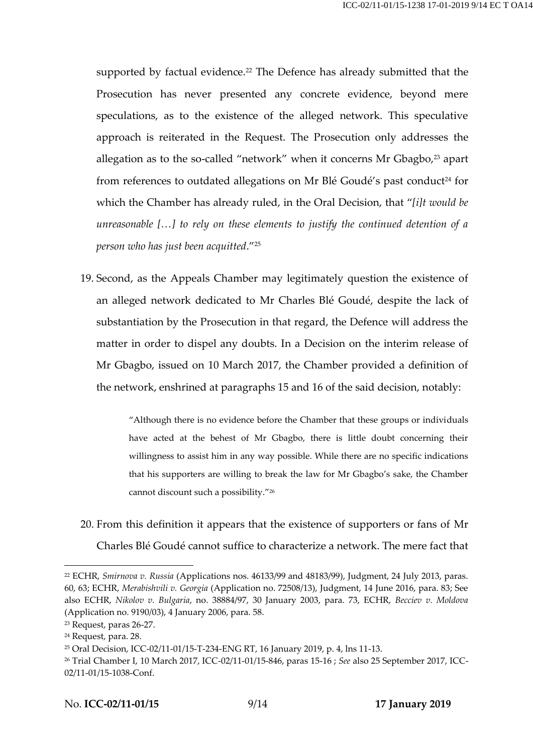supported by factual evidence.[22] The Defence has already submitted that the Prosecution has never presented any concrete evidence, beyond mere speculations, as to the existence of the alleged network. This speculative approach is reiterated in the Request. The Prosecution only addresses the allegation as to the so-called "network" when it concerns Mr Gbagbo,[23] apart from references to outdated allegations on Mr Blé Goudé's past conduct[24] for which the Chamber has already ruled, in the Oral Decision, that "*[i]t would be unreasonable […] to rely on these elements to justify the continued detention of a person who has just been acquitted*."[25]

19. Second, as the Appeals Chamber may legitimately question the existence of an alleged network dedicated to Mr Charles Blé Goudé, despite the lack of substantiation by the Prosecution in that regard, the Defence will address the matter in order to dispel any doubts. In a Decision on the interim release of Mr Gbagbo, issued on 10 March 2017, the Chamber provided a definition of the network, enshrined at paragraphs 15 and 16 of the said decision, notably:

> "Although there is no evidence before the Chamber that these groups or individuals have acted at the behest of Mr Gbagbo, there is little doubt concerning their willingness to assist him in any way possible. While there are no specific indications that his supporters are willing to break the law for Mr Gbagbo's sake, the Chamber cannot discount such a possibility."[26]

20. From this definition it appears that the existence of supporters or fans of Mr Charles Blé Goudé cannot suffice to characterize a network. The mere fact that

---

[22] ECHR, *Smirnova v. Russia* (Applications nos. 46133/99 and 48183/99), Judgment, 24 July 2013, paras. 60, 63; ECHR, *Merabishvili v. Georgia* (Application no. 72508/13), Judgment, 14 June 2016, para. 83; See also ECHR, *Nikolov v. Bulgaria*, no. 38884/97, 30 January 2003, para. 73, ECHR, *Becciev v. Moldova* (Application no. 9190/03), 4 January 2006, para. 58.

[23] Request, paras 26-27.

[24] Request, para. 28.

[25] Oral Decision, ICC-02/11-01/15-T-234-ENG RT, 16 January 2019, p. 4, lns 11-13.

[26] Trial Chamber I, 10 March 2017, ICC-02/11-01/15-846, paras 15-16 ; *See* also 25 September 2017, ICC-02/11-01/15-1038-Conf.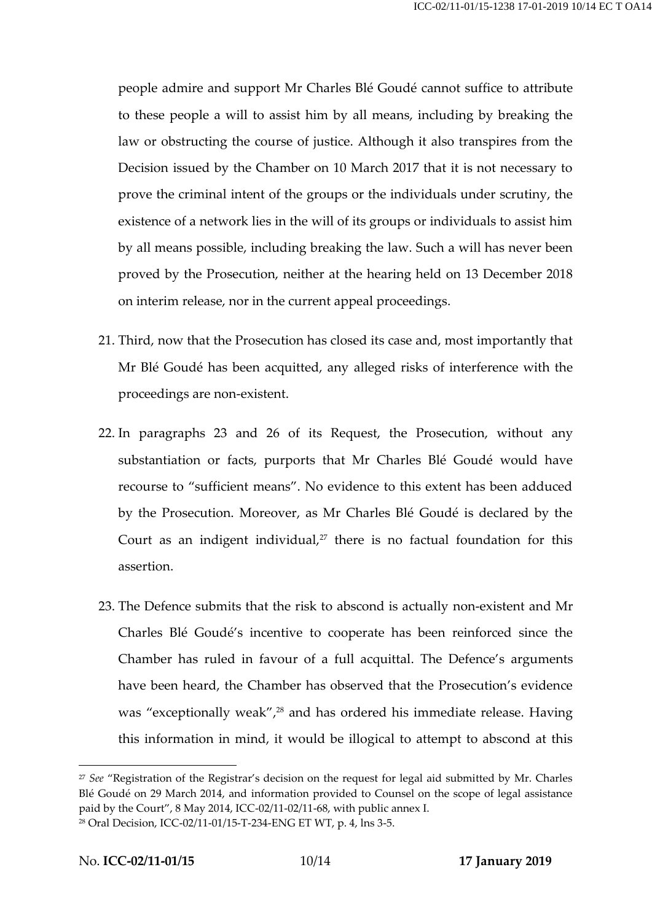people admire and support Mr Charles Blé Goudé cannot suffice to attribute to these people a will to assist him by all means, including by breaking the law or obstructing the course of justice. Although it also transpires from the Decision issued by the Chamber on 10 March 2017 that it is not necessary to prove the criminal intent of the groups or the individuals under scrutiny, the existence of a network lies in the will of its groups or individuals to assist him by all means possible, including breaking the law. Such a will has never been proved by the Prosecution, neither at the hearing held on 13 December 2018 on interim release, nor in the current appeal proceedings.

21. Third, now that the Prosecution has closed its case and, most importantly that Mr Blé Goudé has been acquitted, any alleged risks of interference with the proceedings are non-existent.

22. In paragraphs 23 and 26 of its Request, the Prosecution, without any substantiation or facts, purports that Mr Charles Blé Goudé would have recourse to "sufficient means". No evidence to this extent has been adduced by the Prosecution. Moreover, as Mr Charles Blé Goudé is declared by the Court as an indigent individual,[27] there is no factual foundation for this assertion.

23. The Defence submits that the risk to abscond is actually non-existent and Mr Charles Blé Goudé's incentive to cooperate has been reinforced since the Chamber has ruled in favour of a full acquittal. The Defence's arguments have been heard, the Chamber has observed that the Prosecution's evidence was "exceptionally weak",[28] and has ordered his immediate release. Having this information in mind, it would be illogical to attempt to abscond at this

---

[27] *See* "Registration of the Registrar's decision on the request for legal aid submitted by Mr. Charles Blé Goudé on 29 March 2014, and information provided to Counsel on the scope of legal assistance paid by the Court", 8 May 2014, ICC-02/11-02/11-68, with public annex I.

[28] Oral Decision, ICC-02/11-01/15-T-234-ENG ET WT, p. 4, lns 3-5.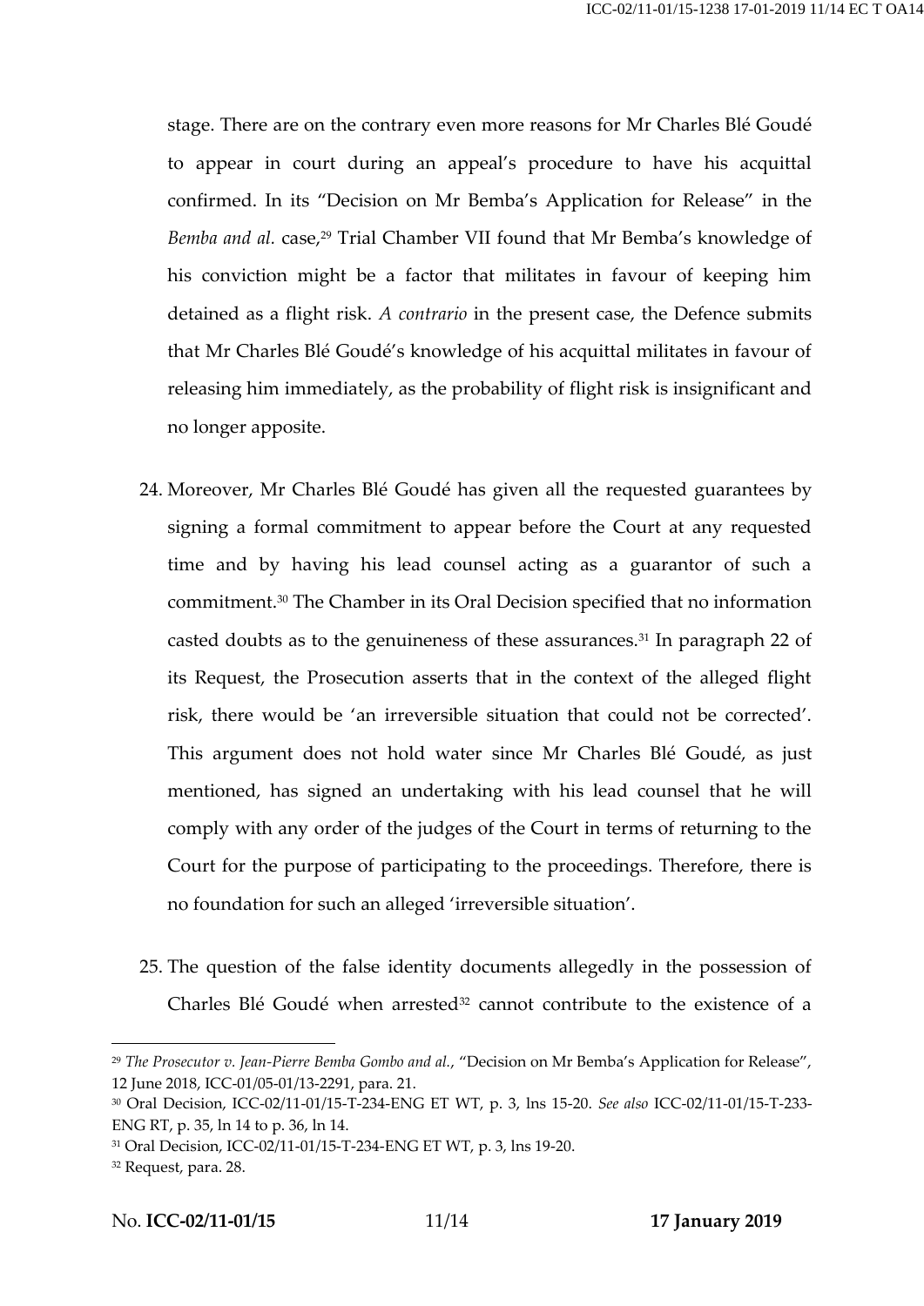stage. There are on the contrary even more reasons for Mr Charles Blé Goudé to appear in court during an appeal's procedure to have his acquittal confirmed. In its "Decision on Mr Bemba's Application for Release" in the *Bemba and al.* case,[29] Trial Chamber VII found that Mr Bemba's knowledge of his conviction might be a factor that militates in favour of keeping him detained as a flight risk. *A contrario* in the present case, the Defence submits that Mr Charles Blé Goudé's knowledge of his acquittal militates in favour of releasing him immediately, as the probability of flight risk is insignificant and no longer apposite.

24. Moreover, Mr Charles Blé Goudé has given all the requested guarantees by signing a formal commitment to appear before the Court at any requested time and by having his lead counsel acting as a guarantor of such a commitment.[30] The Chamber in its Oral Decision specified that no information casted doubts as to the genuineness of these assurances.[31] In paragraph 22 of its Request, the Prosecution asserts that in the context of the alleged flight risk, there would be 'an irreversible situation that could not be corrected'. This argument does not hold water since Mr Charles Blé Goudé, as just mentioned, has signed an undertaking with his lead counsel that he will comply with any order of the judges of the Court in terms of returning to the Court for the purpose of participating to the proceedings. Therefore, there is no foundation for such an alleged 'irreversible situation'.

25. The question of the false identity documents allegedly in the possession of Charles Blé Goudé when arrested[32] cannot contribute to the existence of a

---

[29] *The Prosecutor v. Jean-Pierre Bemba Gombo and al.*, "Decision on Mr Bemba's Application for Release", 12 June 2018, ICC-01/05-01/13-2291, para. 21.

[30] Oral Decision, ICC-02/11-01/15-T-234-ENG ET WT, p. 3, lns 15-20. *See also* ICC-02/11-01/15-T-233-ENG RT, p. 35, ln 14 to p. 36, ln 14.

[31] Oral Decision, ICC-02/11-01/15-T-234-ENG ET WT, p. 3, lns 19-20.

[32] Request, para. 28.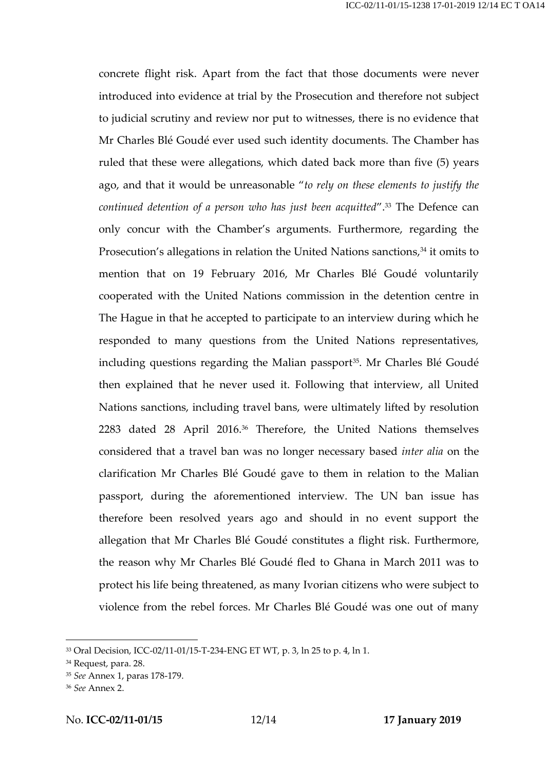concrete flight risk. Apart from the fact that those documents were never introduced into evidence at trial by the Prosecution and therefore not subject to judicial scrutiny and review nor put to witnesses, there is no evidence that Mr Charles Blé Goudé ever used such identity documents. The Chamber has ruled that these were allegations, which dated back more than five (5) years ago, and that it would be unreasonable "*to rely on these elements to justify the continued detention of a person who has just been acquitted*".[33] The Defence can only concur with the Chamber's arguments. Furthermore, regarding the Prosecution's allegations in relation the United Nations sanctions,[34] it omits to mention that on 19 February 2016, Mr Charles Blé Goudé voluntarily cooperated with the United Nations commission in the detention centre in The Hague in that he accepted to participate to an interview during which he responded to many questions from the United Nations representatives, including questions regarding the Malian passport[35]. Mr Charles Blé Goudé then explained that he never used it. Following that interview, all United Nations sanctions, including travel bans, were ultimately lifted by resolution 2283 dated 28 April 2016.[36] Therefore, the United Nations themselves considered that a travel ban was no longer necessary based *inter alia* on the clarification Mr Charles Blé Goudé gave to them in relation to the Malian passport, during the aforementioned interview. The UN ban issue has therefore been resolved years ago and should in no event support the allegation that Mr Charles Blé Goudé constitutes a flight risk. Furthermore, the reason why Mr Charles Blé Goudé fled to Ghana in March 2011 was to protect his life being threatened, as many Ivorian citizens who were subject to violence from the rebel forces. Mr Charles Blé Goudé was one out of many

---

[33] Oral Decision, ICC-02/11-01/15-T-234-ENG ET WT, p. 3, ln 25 to p. 4, ln 1.

[34] Request, para. 28.

[35] *See* Annex 1, paras 178-179.

[36] *See* Annex 2.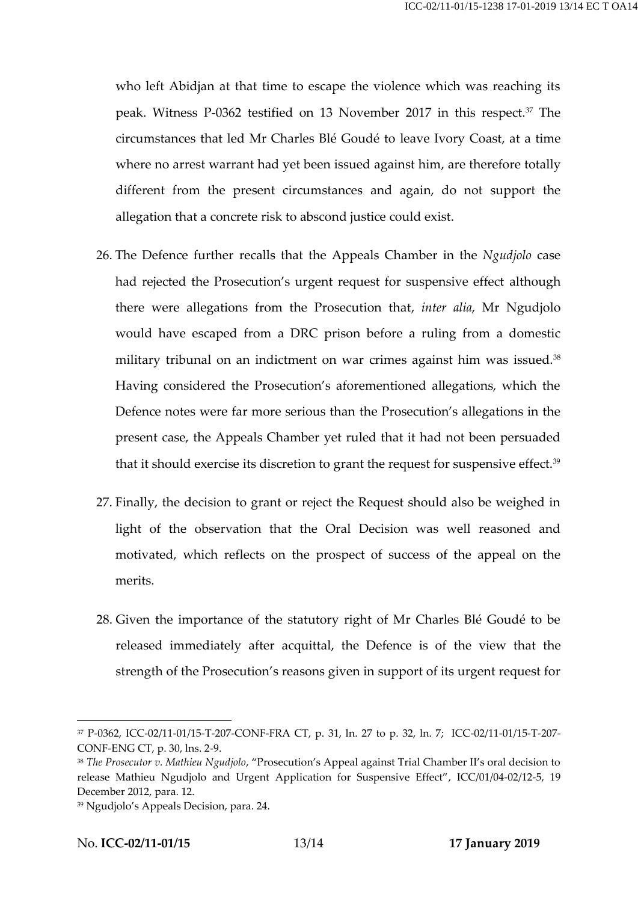who left Abidjan at that time to escape the violence which was reaching its peak. Witness P-0362 testified on 13 November 2017 in this respect.[37] The circumstances that led Mr Charles Blé Goudé to leave Ivory Coast, at a time where no arrest warrant had yet been issued against him, are therefore totally different from the present circumstances and again, do not support the allegation that a concrete risk to abscond justice could exist.

26. The Defence further recalls that the Appeals Chamber in the *Ngudjolo* case had rejected the Prosecution's urgent request for suspensive effect although there were allegations from the Prosecution that, *inter alia*, Mr Ngudjolo would have escaped from a DRC prison before a ruling from a domestic military tribunal on an indictment on war crimes against him was issued.[38] Having considered the Prosecution's aforementioned allegations, which the Defence notes were far more serious than the Prosecution's allegations in the present case, the Appeals Chamber yet ruled that it had not been persuaded that it should exercise its discretion to grant the request for suspensive effect.[39]

27. Finally, the decision to grant or reject the Request should also be weighed in light of the observation that the Oral Decision was well reasoned and motivated, which reflects on the prospect of success of the appeal on the merits.

28. Given the importance of the statutory right of Mr Charles Blé Goudé to be released immediately after acquittal, the Defence is of the view that the strength of the Prosecution's reasons given in support of its urgent request for

---

[37] P-0362, ICC-02/11-01/15-T-207-CONF-FRA CT, p. 31, ln. 27 to p. 32, ln. 7; ICC-02/11-01/15-T-207-CONF-ENG CT, p. 30, lns. 2-9.

[38] *The Prosecutor v. Mathieu Ngudjolo*, "Prosecution's Appeal against Trial Chamber II's oral decision to release Mathieu Ngudjolo and Urgent Application for Suspensive Effect", ICC/01/04-02/12-5, 19 December 2012, para. 12.

[39] Ngudjolo's Appeals Decision, para. 24.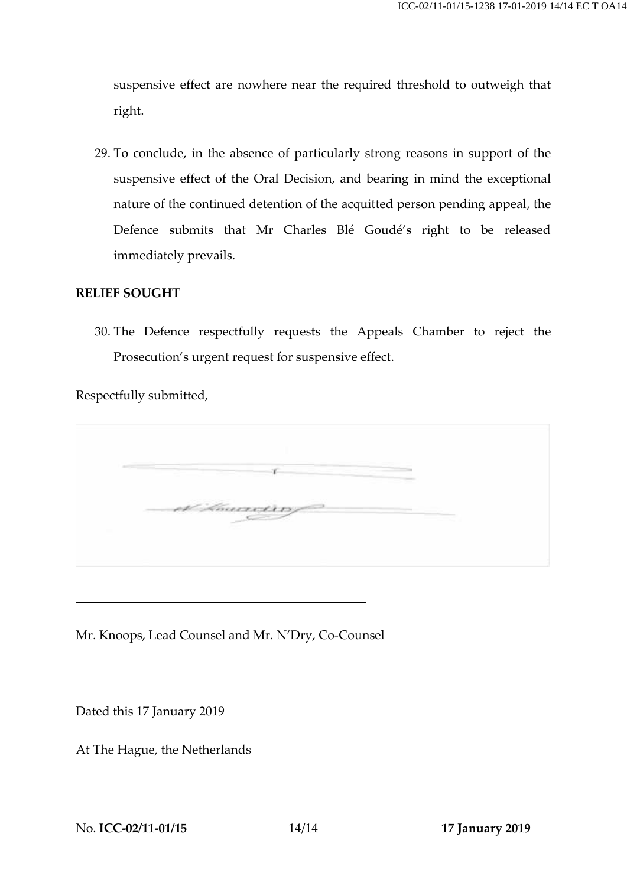suspensive effect are nowhere near the required threshold to outweigh that right.

29. To conclude, in the absence of particularly strong reasons in support of the suspensive effect of the Oral Decision, and bearing in mind the exceptional nature of the continued detention of the acquitted person pending appeal, the Defence submits that Mr Charles Blé Goudé's right to be released immediately prevails.

**RELIEF SOUGHT**

30. The Defence respectfully requests the Appeals Chamber to reject the Prosecution's urgent request for suspensive effect.

Respectfully submitted,

Mr. Knoops, Lead Counsel and Mr. N'Dry, Co-Counsel

Dated this 17 January 2019

At The Hague, the Netherlands